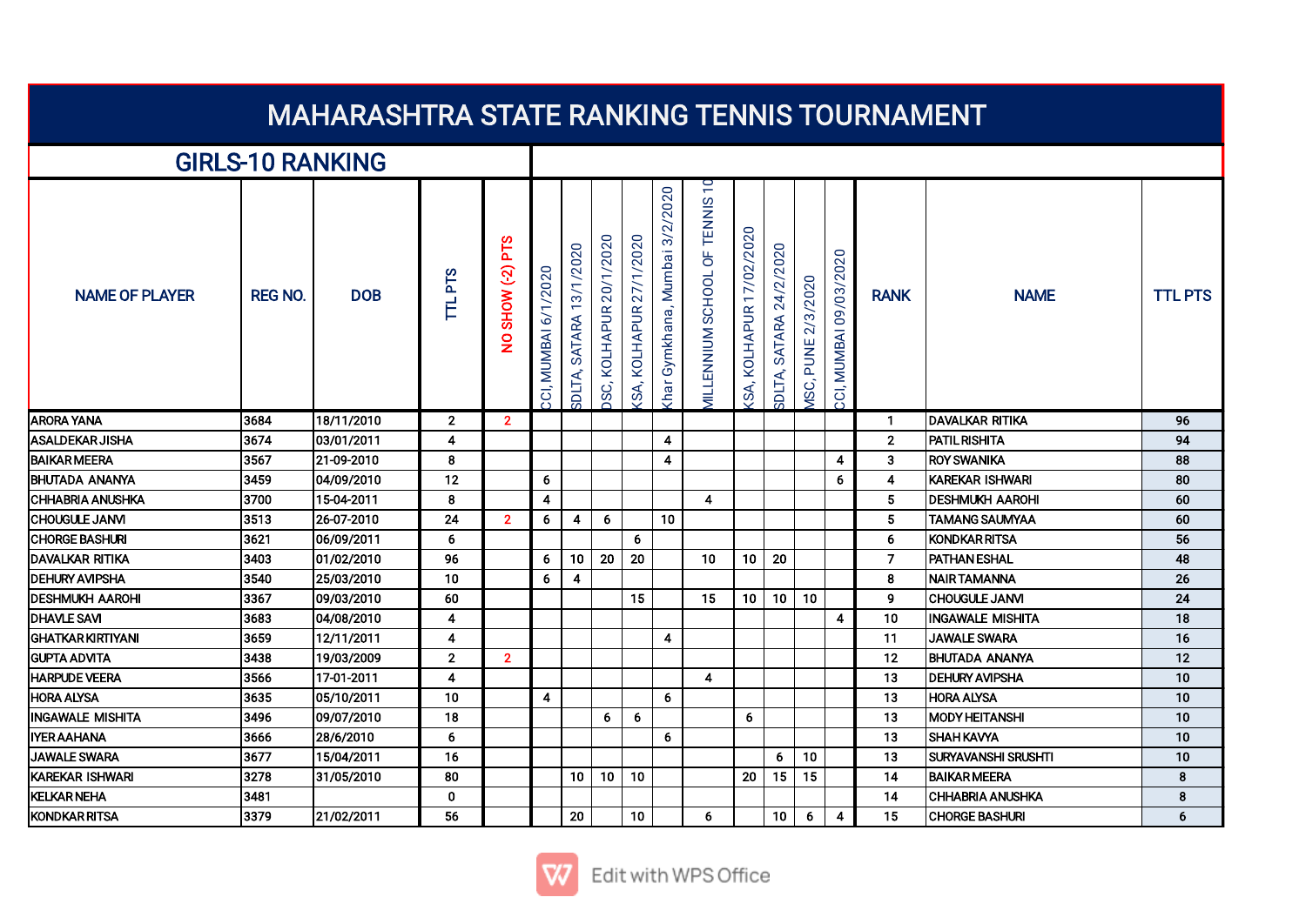# MAHARASHTRA STATE RANKING TENNIS TOURNAMENT

## GIRLS-10 RANKING

| NAME OF PLAYER | REG NO. | DOB | TTL PTS | NO SHOW (-2) PTS | CCI, MUMBAI 6/1/2020 | SDLTA, SATARA 13/1/2020 | DSC, KOLHAPUR 20/1/2020 | KSA, KOLHAPUR 27/1/2020 | Khar Gymkhana, Mumbai 3/2/2020 | MILLENNIUM SCHOOL OF TENNIS 10 | KSA, KOLHAPUR 17/02/2020 | SDLTA, SATARA 24/2/2020 | MSC, PUNE 2/3/2020 | CCI, MUMBAI 09/03/2020 | RANK | NAME | TTL PTS |
|---|---|---|---|---|---|---|---|---|---|---|---|---|---|---|---|---|---|
| ARORA YANA | 3684 | 18/11/2010 | 2 | 2 | | | | | | | | | | | 1 | DAVALKAR RITIKA | 96 |
| ASALDEKAR JISHA | 3674 | 03/01/2011 | 4 | | | | | | 4 | | | | | | 2 | PATIL RISHITA | 94 |
| BAIKAR MEERA | 3567 | 21-09-2010 | 8 | | | | | | 4 | | | | | 4 | 3 | ROY SWANIKA | 88 |
| BHUTADA ANANYA | 3459 | 04/09/2010 | 12 | | 6 | | | | | | | | | 6 | 4 | KAREKAR ISHWARI | 80 |
| CHHABRIA ANUSHKA | 3700 | 15-04-2011 | 8 | | 4 | | | | | 4 | | | | | 5 | DESHMUKH AAROHI | 60 |
| CHOUGULE JANVI | 3513 | 26-07-2010 | 24 | 2 | 6 | 4 | 6 | | 10 | | | | | | 5 | TAMANG SAUMYAA | 60 |
| CHORGE BASHURI | 3621 | 06/09/2011 | 6 | | | | | 6 | | | | | | | 6 | KONDKAR RITSA | 56 |
| DAVALKAR RITIKA | 3403 | 01/02/2010 | 96 | | 6 | 10 | 20 | 20 | | 10 | 10 | 20 | | | 7 | PATHAN ESHAL | 48 |
| DEHURY AVIPSHA | 3540 | 25/03/2010 | 10 | | 6 | 4 | | | | | | | | | 8 | NAIR TAMANNA | 26 |
| DESHMUKH AAROHI | 3367 | 09/03/2010 | 60 | | | | | 15 | | 15 | 10 | 10 | 10 | | 9 | CHOUGULE JANVI | 24 |
| DHAVLE SAVI | 3683 | 04/08/2010 | 4 | | | | | | | | | | | 4 | 10 | INGAWALE MISHITA | 18 |
| GHATKAR KIRTIYANI | 3659 | 12/11/2010 | 4 | | | | | | 4 | | | | | | 11 | JAWALE SWARA | 16 |
| GUPTA ADVITA | 3438 | 19/03/2009 | 2 | 2 | | | | | | | | | | | 12 | BHUTADA ANANYA | 12 |
| HARPUDE VEERA | 3566 | 17-01-2011 | 4 | | | | | | | 4 | | | | | 13 | DEHURY AVIPSHA | 10 |
| HORA ALYSA | 3635 | 05/10/2011 | 10 | | 4 | | | | 6 | | | | | | 13 | HORA ALYSA | 10 |
| INGAWALE MISHITA | 3496 | 09/07/2010 | 18 | | | | 6 | 6 | | | 6 | | | | 13 | MODY HEITANSHI | 10 |
| IYER AAHANA | 3666 | 28/6/2010 | 6 | | | | | | 6 | | | | | | 13 | SHAH KAVYA | 10 |
| JAWALE SWARA | 3677 | 15/04/2011 | 16 | | | | | | | | | 6 | 10 | | 13 | SURYAVANSHI SRUSHTI | 10 |
| KAREKAR ISHWARI | 3278 | 31/05/2010 | 80 | | | 10 | 10 | 10 | | | 20 | 15 | 15 | | 14 | BAIKAR MEERA | 8 |
| KELKAR NEHA | 3481 | | 0 | | | | | | | | | | | | 14 | CHHABRIA ANUSHKA | 8 |
| KONDKAR RITSA | 3379 | 21/02/2011 | 56 | | | 20 | | 10 | | 6 | | 10 | 6 | 4 | 15 | CHORGE BASHURI | 6 |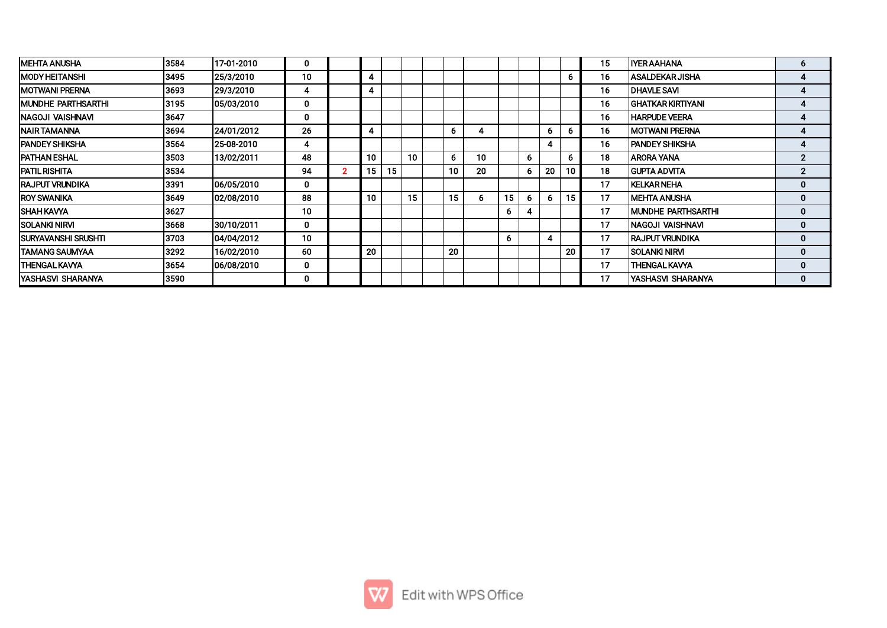| | | | | | | | | | | | | | | | | | |
|---|---|---|---|---|---|---|---|---|---|---|---|---|---|---|---|---|---|
| MEHTA ANUSHA | 3584 | 17-01-2010 | 0 | | | | | | | | | | | | 15 | IYER AAHANA | 6 |
| MODY HEITANSHI | 3495 | 25/3/2010 | 10 | | 4 | | | | | | | | | 6 | 16 | ASALDEKAR JISHA | 4 |
| MOTWANI PRERNA | 3693 | 29/3/2010 | 4 | | 4 | | | | | | | | | | 16 | DHAVLE SAVI | 4 |
| MUNDHE PARTHSARTHI | 3195 | 05/03/2010 | 0 | | | | | | | | | | | | 16 | GHATKAR KIRTIYANI | 4 |
| NAGOJI VAISHNAVI | 3647 | | 0 | | | | | | | | | | | | 16 | HARPUDE VEERA | 4 |
| NAIR TAMANNA | 3694 | 24/01/2012 | 26 | | 4 | | | | 6 | 4 | | | 6 | 6 | 16 | MOTWANI PRERNA | 4 |
| PANDEY SHIKSHA | 3564 | 25-08-2010 | 4 | | | | | | | | | | 4 | | 16 | PANDEY SHIKSHA | 4 |
| PATHAN ESHAL | 3503 | 13/02/2011 | 48 | | 10 | | 10 | | 6 | 10 | | 6 | | 6 | 18 | ARORA YANA | 2 |
| PATIL RISHITA | 3534 | | 94 | 2 | 15 | 15 | | | 10 | 20 | | 6 | 20 | 10 | 18 | GUPTA ADVITA | 2 |
| RAJPUT VRUNDIKA | 3391 | 06/05/2010 | 0 | | | | | | | | | | | | 17 | KELKAR NEHA | 0 |
| ROY SWANIKA | 3649 | 02/08/2010 | 88 | | 10 | | 15 | | 15 | 6 | 15 | 6 | 6 | 15 | 17 | MEHTA ANUSHA | 0 |
| SHAH KAVYA | 3627 | | 10 | | | | | | | | 6 | 4 | | | 17 | MUNDHE PARTHSARTHI | 0 |
| SOLANKI NIRVI | 3668 | 30/10/2011 | 0 | | | | | | | | | | | | 17 | NAGOJI VAISHNAVI | 0 |
| SURYAVANSHI SRUSHTI | 3703 | 04/04/2012 | 10 | | | | | | | | 6 | | 4 | | 17 | RAJPUT VRUNDIKA | 0 |
| TAMANG SAUMYAA | 3292 | 16/02/2010 | 60 | | 20 | | | | 20 | | | | | 20 | 17 | SOLANKI NIRVI | 0 |
| THENGAL KAVYA | 3654 | 06/08/2010 | 0 | | | | | | | | | | | | 17 | THENGAL KAVYA | 0 |
| YASHASVI SHARANYA | 3590 | | 0 | | | | | | | | | | | | 17 | YASHASVI SHARANYA | 0 |